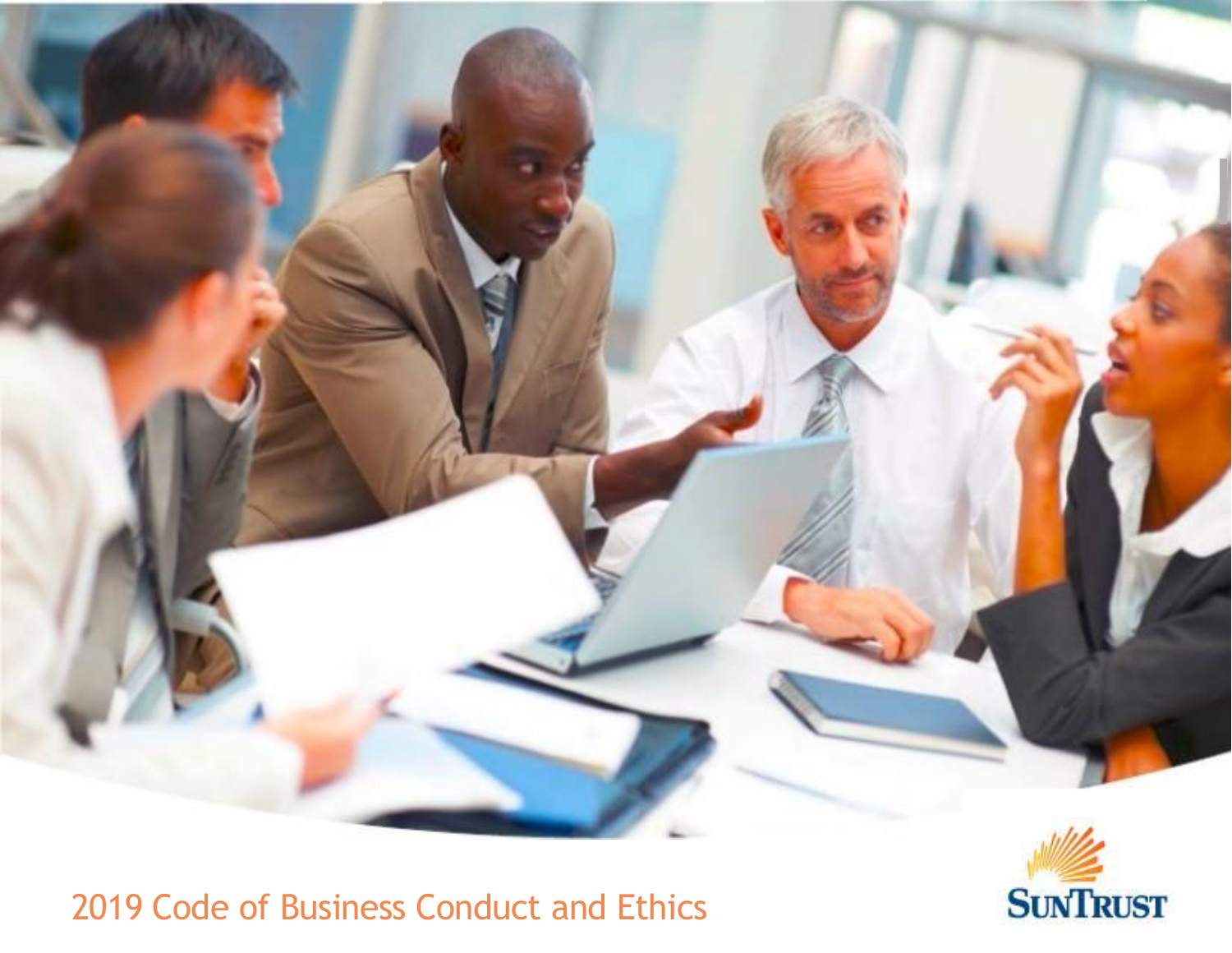# 2019 Code of Business Conduct and Ethics

SunTrust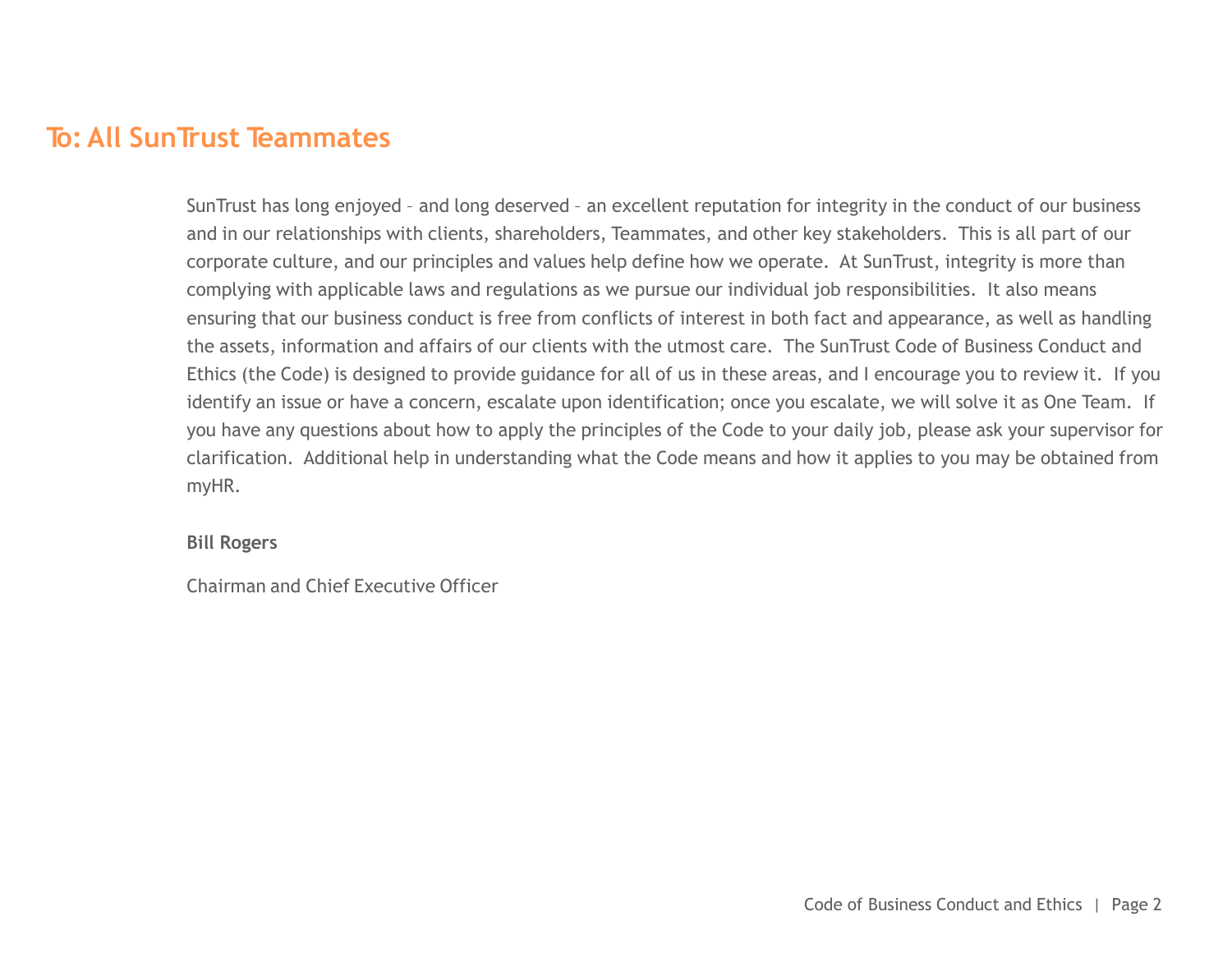# To: All SunTrust Teammates

SunTrust has long enjoyed – and long deserved – an excellent reputation for integrity in the conduct of our business and in our relationships with clients, shareholders, Teammates, and other key stakeholders. This is all part of our corporate culture, and our principles and values help define how we operate. At SunTrust, integrity is more than complying with applicable laws and regulations as we pursue our individual job responsibilities. It also means ensuring that our business conduct is free from conflicts of interest in both fact and appearance, as well as handling the assets, information and affairs of our clients with the utmost care. The SunTrust Code of Business Conduct and Ethics (the Code) is designed to provide guidance for all of us in these areas, and I encourage you to review it. If you identify an issue or have a concern, escalate upon identification; once you escalate, we will solve it as One Team. If you have any questions about how to apply the principles of the Code to your daily job, please ask your supervisor for clarification. Additional help in understanding what the Code means and how it applies to you may be obtained from myHR.

**Bill Rogers**

Chairman and Chief Executive Officer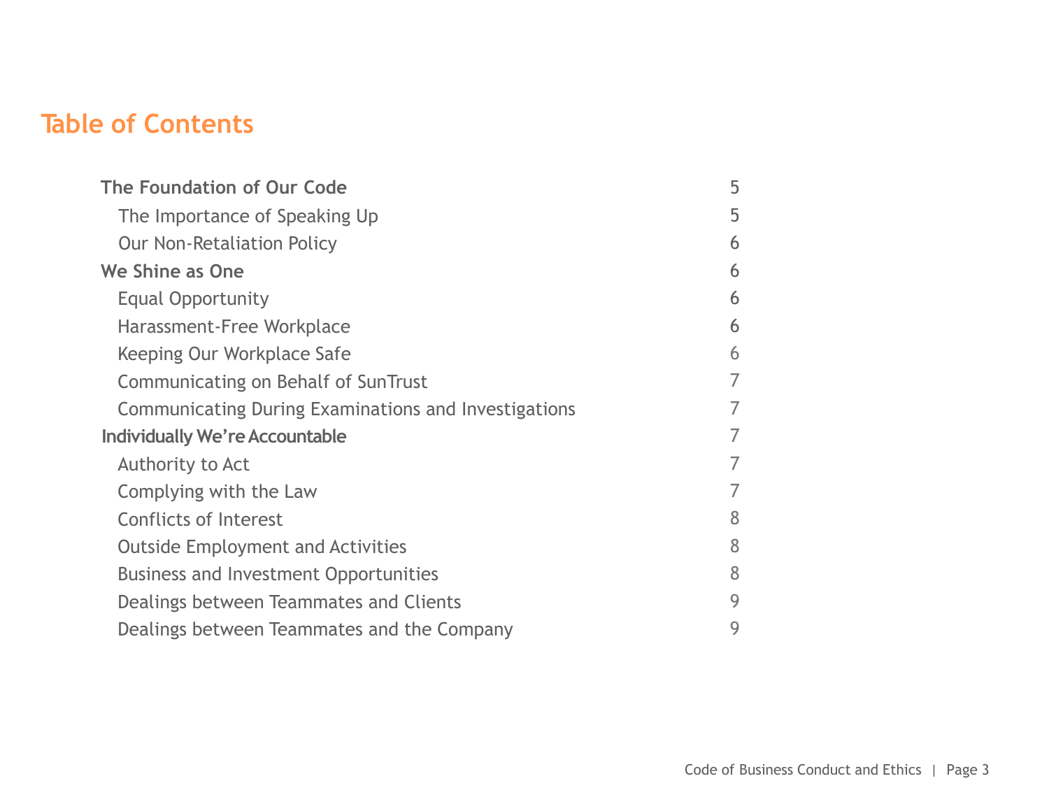# Table of Contents

| | |
|---|---|
| **The Foundation of Our Code** | 5 |
| The Importance of Speaking Up | 5 |
| Our Non-Retaliation Policy | 6 |
| **We Shine as One** | 6 |
| Equal Opportunity | 6 |
| Harassment-Free Workplace | 6 |
| Keeping Our Workplace Safe | 6 |
| Communicating on Behalf of SunTrust | 7 |
| Communicating During Examinations and Investigations | 7 |
| **Individually We're Accountable** | 7 |
| Authority to Act | 7 |
| Complying with the Law | 7 |
| Conflicts of Interest | 8 |
| Outside Employment and Activities | 8 |
| Business and Investment Opportunities | 8 |
| Dealings between Teammates and Clients | 9 |
| Dealings between Teammates and the Company | 9 |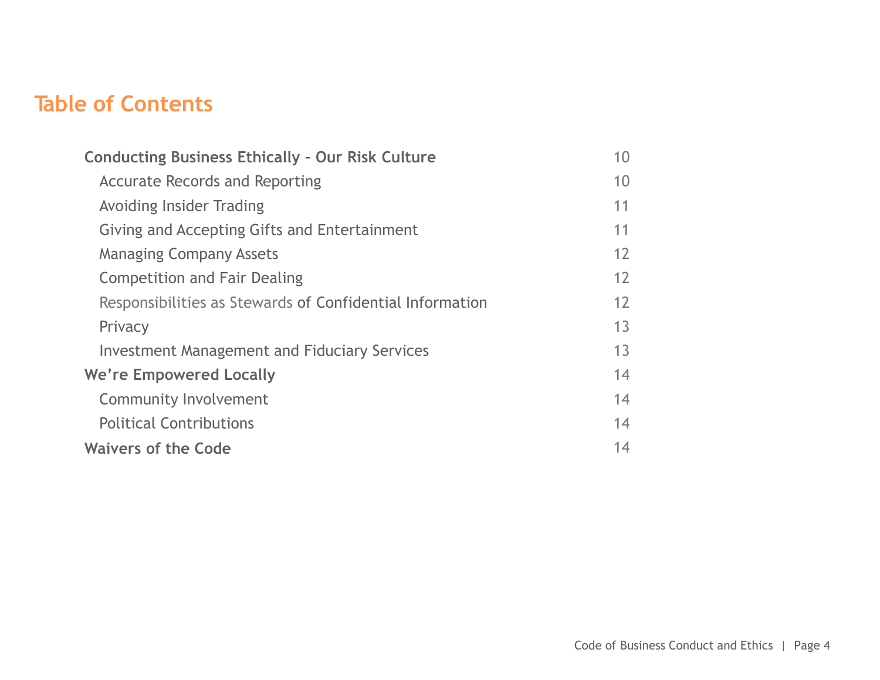## Table of Contents

| | |
|---|---|
| **Conducting Business Ethically – Our Risk Culture** | 10 |
| Accurate Records and Reporting | 10 |
| Avoiding Insider Trading | 11 |
| Giving and Accepting Gifts and Entertainment | 11 |
| Managing Company Assets | 12 |
| Competition and Fair Dealing | 12 |
| Responsibilities as Stewards of Confidential Information | 12 |
| Privacy | 13 |
| Investment Management and Fiduciary Services | 13 |
| **We're Empowered Locally** | 14 |
| Community Involvement | 14 |
| Political Contributions | 14 |
| **Waivers of the Code** | 14 |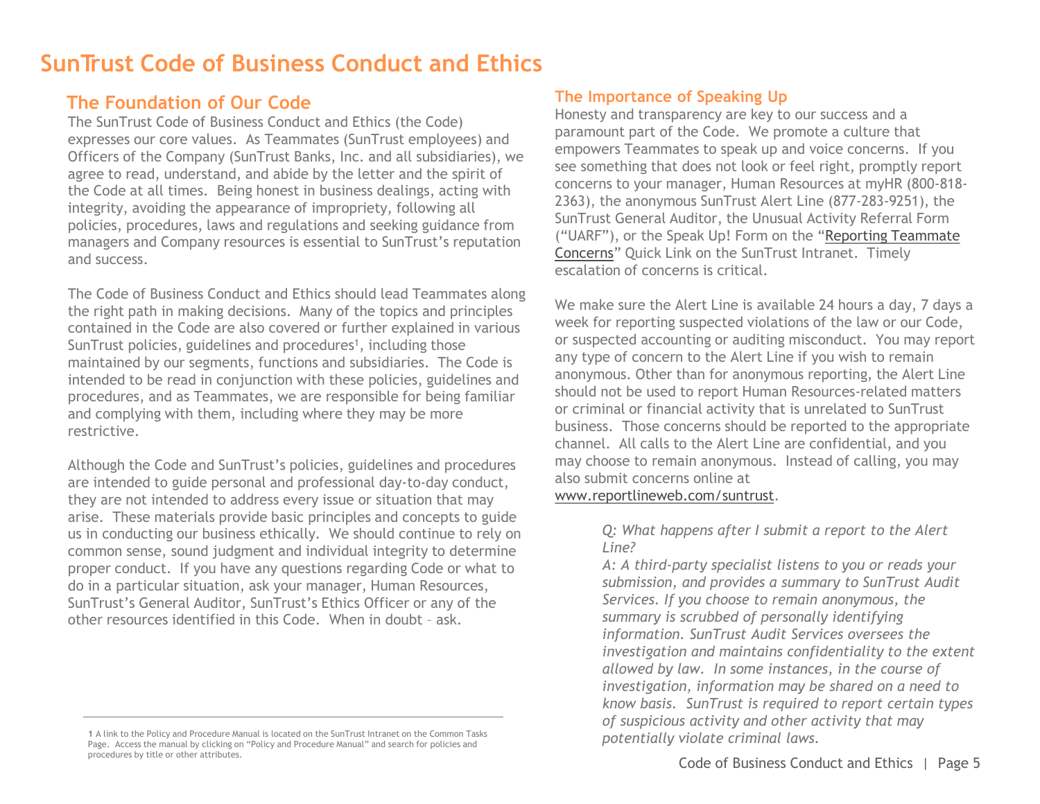# SunTrust Code of Business Conduct and Ethics

## The Foundation of Our Code

The SunTrust Code of Business Conduct and Ethics (the Code) expresses our core values. As Teammates (SunTrust employees) and Officers of the Company (SunTrust Banks, Inc. and all subsidiaries), we agree to read, understand, and abide by the letter and the spirit of the Code at all times. Being honest in business dealings, acting with integrity, avoiding the appearance of impropriety, following all policies, procedures, laws and regulations and seeking guidance from managers and Company resources is essential to SunTrust's reputation and success.

The Code of Business Conduct and Ethics should lead Teammates along the right path in making decisions. Many of the topics and principles contained in the Code are also covered or further explained in various SunTrust policies, guidelines and procedures[1], including those maintained by our segments, functions and subsidiaries. The Code is intended to be read in conjunction with these policies, guidelines and procedures, and as Teammates, we are responsible for being familiar and complying with them, including where they may be more restrictive.

Although the Code and SunTrust's policies, guidelines and procedures are intended to guide personal and professional day-to-day conduct, they are not intended to address every issue or situation that may arise. These materials provide basic principles and concepts to guide us in conducting our business ethically. We should continue to rely on common sense, sound judgment and individual integrity to determine proper conduct. If you have any questions regarding Code or what to do in a particular situation, ask your manager, Human Resources, SunTrust's General Auditor, SunTrust's Ethics Officer or any of the other resources identified in this Code. When in doubt – ask.

[1] A link to the Policy and Procedure Manual is located on the SunTrust Intranet on the Common Tasks Page. Access the manual by clicking on "Policy and Procedure Manual" and search for policies and procedures by title or other attributes.

## The Importance of Speaking Up

Honesty and transparency are key to our success and a paramount part of the Code. We promote a culture that empowers Teammates to speak up and voice concerns. If you see something that does not look or feel right, promptly report concerns to your manager, Human Resources at myHR (800-818-2363), the anonymous SunTrust Alert Line (877-283-9251), the SunTrust General Auditor, the Unusual Activity Referral Form ("UARF"), or the Speak Up! Form on the "Reporting Teammate Concerns" Quick Link on the SunTrust Intranet. Timely escalation of concerns is critical.

We make sure the Alert Line is available 24 hours a day, 7 days a week for reporting suspected violations of the law or our Code, or suspected accounting or auditing misconduct. You may report any type of concern to the Alert Line if you wish to remain anonymous. Other than for anonymous reporting, the Alert Line should not be used to report Human Resources-related matters or criminal or financial activity that is unrelated to SunTrust business. Those concerns should be reported to the appropriate channel. All calls to the Alert Line are confidential, and you may choose to remain anonymous. Instead of calling, you may also submit concerns online at www.reportlineweb.com/suntrust.

*Q: What happens after I submit a report to the Alert Line?*
*A: A third-party specialist listens to you or reads your submission, and provides a summary to SunTrust Audit Services. If you choose to remain anonymous, the summary is scrubbed of personally identifying information. SunTrust Audit Services oversees the investigation and maintains confidentiality to the extent allowed by law. In some instances, in the course of investigation, information may be shared on a need to know basis. SunTrust is required to report certain types of suspicious activity and other activity that may potentially violate criminal laws.*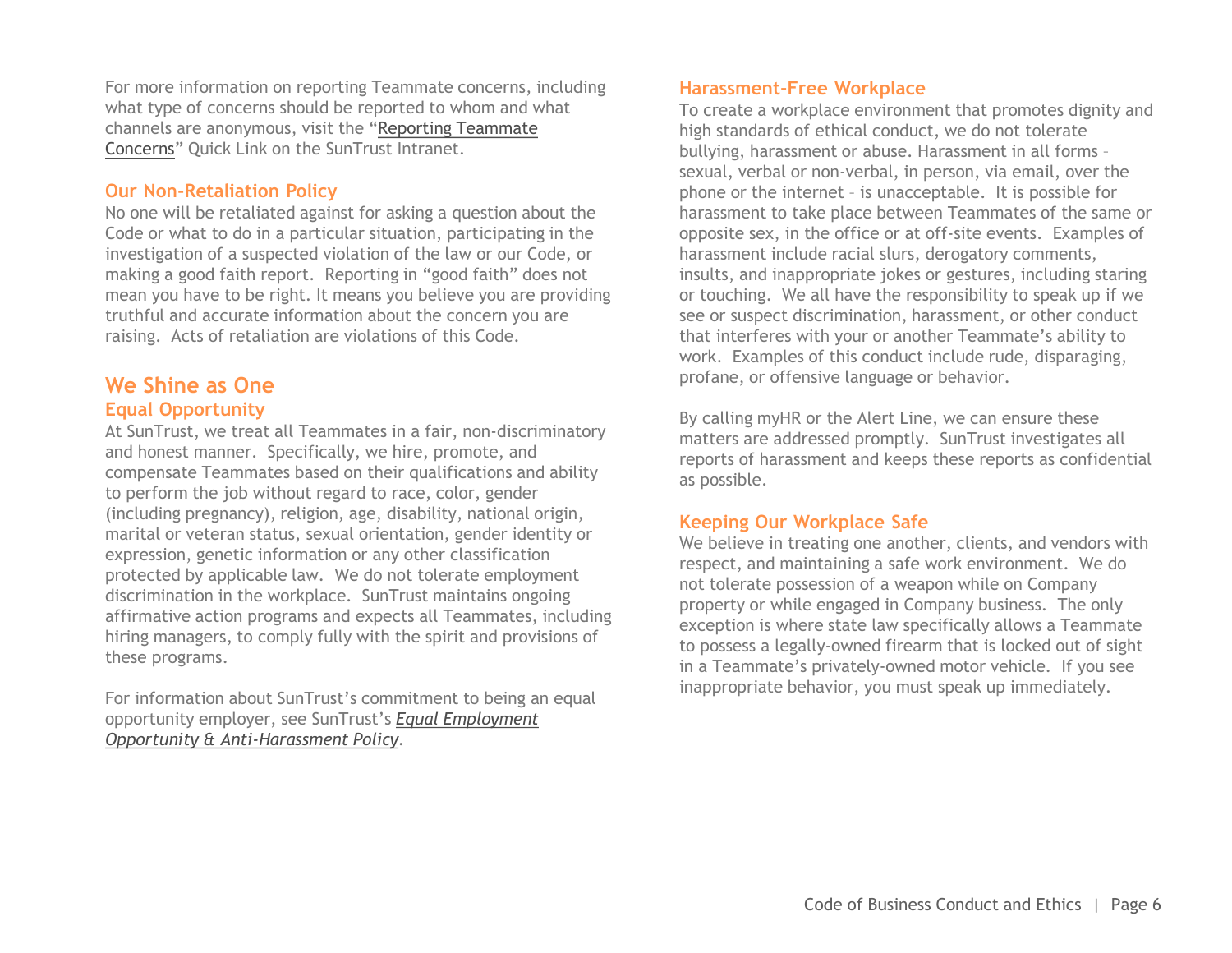For more information on reporting Teammate concerns, including what type of concerns should be reported to whom and what channels are anonymous, visit the "Reporting Teammate Concerns" Quick Link on the SunTrust Intranet.

### Our Non-Retaliation Policy

No one will be retaliated against for asking a question about the Code or what to do in a particular situation, participating in the investigation of a suspected violation of the law or our Code, or making a good faith report. Reporting in "good faith" does not mean you have to be right. It means you believe you are providing truthful and accurate information about the concern you are raising. Acts of retaliation are violations of this Code.

## We Shine as One

### Equal Opportunity

At SunTrust, we treat all Teammates in a fair, non-discriminatory and honest manner. Specifically, we hire, promote, and compensate Teammates based on their qualifications and ability to perform the job without regard to race, color, gender (including pregnancy), religion, age, disability, national origin, marital or veteran status, sexual orientation, gender identity or expression, genetic information or any other classification protected by applicable law. We do not tolerate employment discrimination in the workplace. SunTrust maintains ongoing affirmative action programs and expects all Teammates, including hiring managers, to comply fully with the spirit and provisions of these programs.

For information about SunTrust's commitment to being an equal opportunity employer, see SunTrust's *Equal Employment Opportunity & Anti-Harassment Policy*.

### Harassment-Free Workplace

To create a workplace environment that promotes dignity and high standards of ethical conduct, we do not tolerate bullying, harassment or abuse. Harassment in all forms – sexual, verbal or non-verbal, in person, via email, over the phone or the internet – is unacceptable. It is possible for harassment to take place between Teammates of the same or opposite sex, in the office or at off-site events. Examples of harassment include racial slurs, derogatory comments, insults, and inappropriate jokes or gestures, including staring or touching. We all have the responsibility to speak up if we see or suspect discrimination, harassment, or other conduct that interferes with your or another Teammate's ability to work. Examples of this conduct include rude, disparaging, profane, or offensive language or behavior.

By calling myHR or the Alert Line, we can ensure these matters are addressed promptly. SunTrust investigates all reports of harassment and keeps these reports as confidential as possible.

### Keeping Our Workplace Safe

We believe in treating one another, clients, and vendors with respect, and maintaining a safe work environment. We do not tolerate possession of a weapon while on Company property or while engaged in Company business. The only exception is where state law specifically allows a Teammate to possess a legally-owned firearm that is locked out of sight in a Teammate's privately-owned motor vehicle. If you see inappropriate behavior, you must speak up immediately.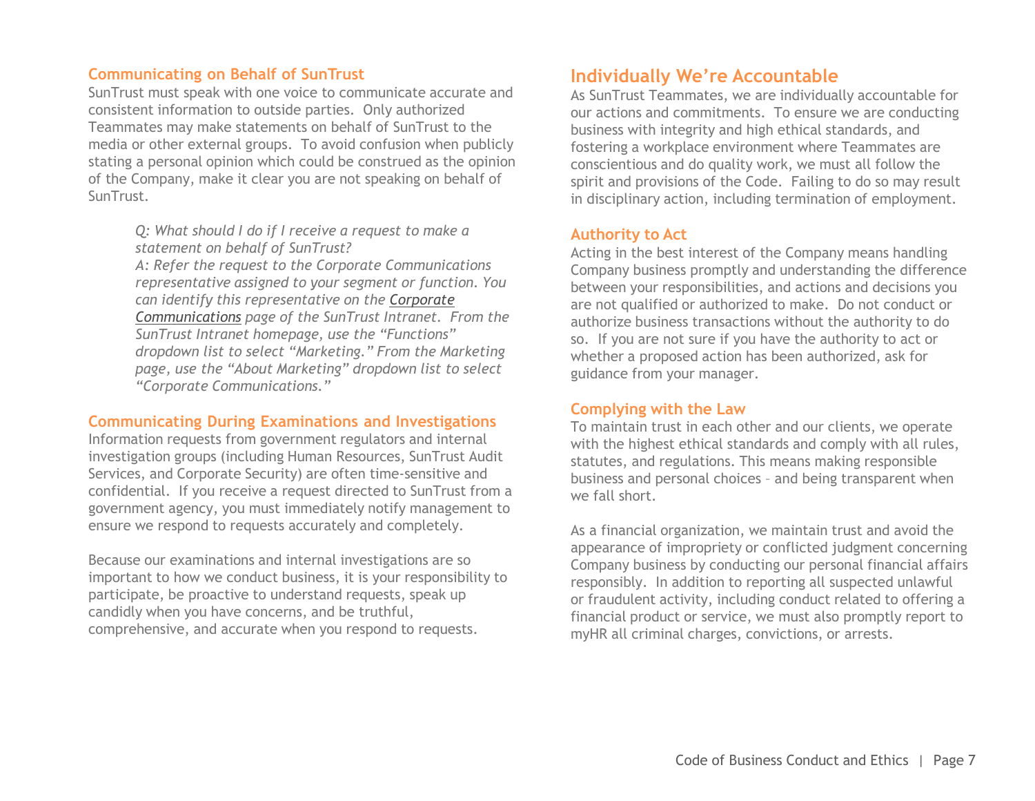### Communicating on Behalf of SunTrust

SunTrust must speak with one voice to communicate accurate and consistent information to outside parties. Only authorized Teammates may make statements on behalf of SunTrust to the media or other external groups. To avoid confusion when publicly stating a personal opinion which could be construed as the opinion of the Company, make it clear you are not speaking on behalf of SunTrust.

> *Q: What should I do if I receive a request to make a statement on behalf of SunTrust?*
> *A: Refer the request to the Corporate Communications representative assigned to your segment or function. You can identify this representative on the Corporate Communications page of the SunTrust Intranet. From the SunTrust Intranet homepage, use the "Functions" dropdown list to select "Marketing." From the Marketing page, use the "About Marketing" dropdown list to select "Corporate Communications."*

### Communicating During Examinations and Investigations

Information requests from government regulators and internal investigation groups (including Human Resources, SunTrust Audit Services, and Corporate Security) are often time-sensitive and confidential. If you receive a request directed to SunTrust from a government agency, you must immediately notify management to ensure we respond to requests accurately and completely.

Because our examinations and internal investigations are so important to how we conduct business, it is your responsibility to participate, be proactive to understand requests, speak up candidly when you have concerns, and be truthful, comprehensive, and accurate when you respond to requests.

## Individually We're Accountable

As SunTrust Teammates, we are individually accountable for our actions and commitments. To ensure we are conducting business with integrity and high ethical standards, and fostering a workplace environment where Teammates are conscientious and do quality work, we must all follow the spirit and provisions of the Code. Failing to do so may result in disciplinary action, including termination of employment.

### Authority to Act

Acting in the best interest of the Company means handling Company business promptly and understanding the difference between your responsibilities, and actions and decisions you are not qualified or authorized to make. Do not conduct or authorize business transactions without the authority to do so. If you are not sure if you have the authority to act or whether a proposed action has been authorized, ask for guidance from your manager.

### Complying with the Law

To maintain trust in each other and our clients, we operate with the highest ethical standards and comply with all rules, statutes, and regulations. This means making responsible business and personal choices – and being transparent when we fall short.

As a financial organization, we maintain trust and avoid the appearance of impropriety or conflicted judgment concerning Company business by conducting our personal financial affairs responsibly. In addition to reporting all suspected unlawful or fraudulent activity, including conduct related to offering a financial product or service, we must also promptly report to myHR all criminal charges, convictions, or arrests.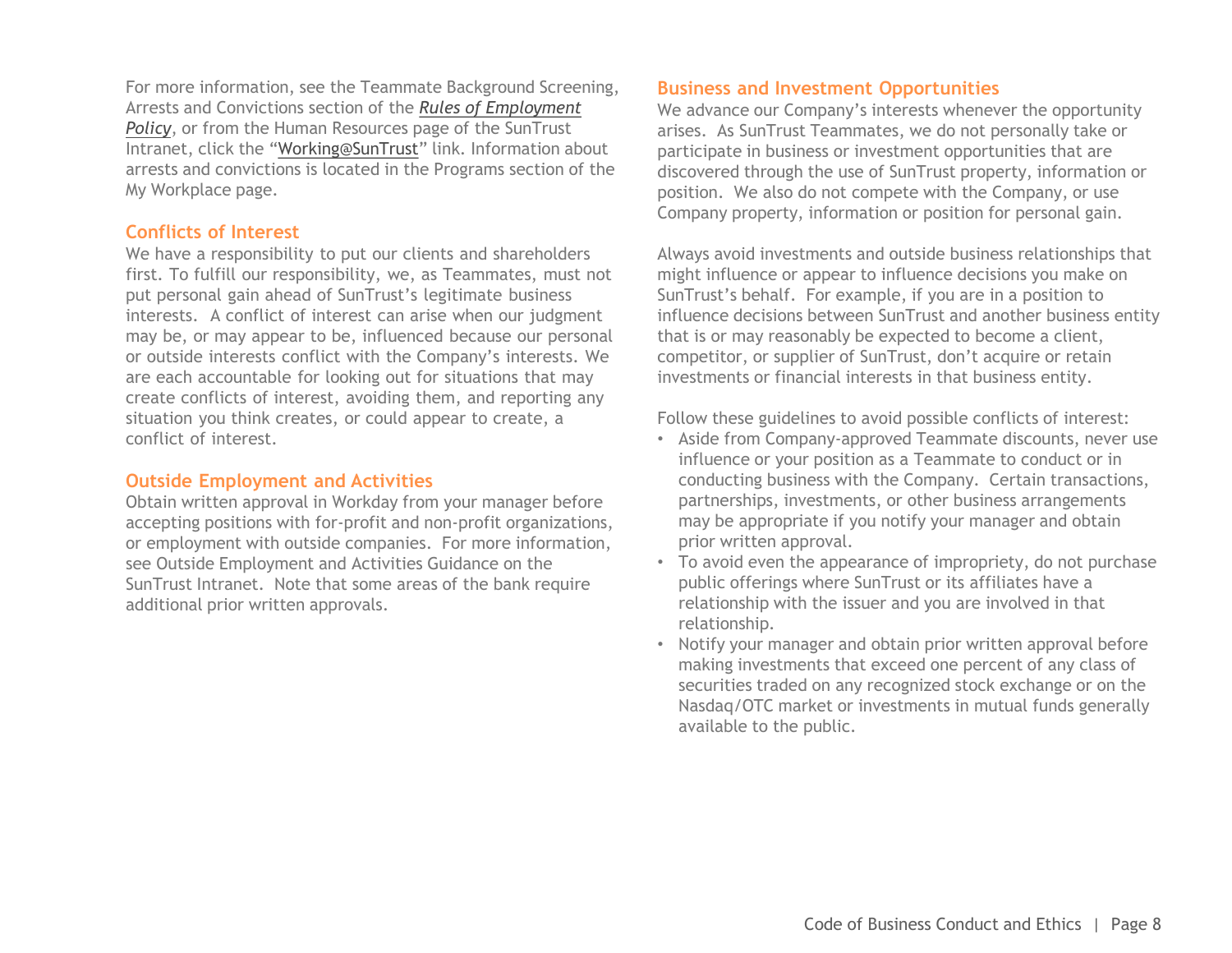For more information, see the Teammate Background Screening, Arrests and Convictions section of the ***Rules of Employment Policy***, or from the Human Resources page of the SunTrust Intranet, click the "Working@SunTrust" link. Information about arrests and convictions is located in the Programs section of the My Workplace page.

## Conflicts of Interest

We have a responsibility to put our clients and shareholders first. To fulfill our responsibility, we, as Teammates, must not put personal gain ahead of SunTrust's legitimate business interests. A conflict of interest can arise when our judgment may be, or may appear to be, influenced because our personal or outside interests conflict with the Company's interests. We are each accountable for looking out for situations that may create conflicts of interest, avoiding them, and reporting any situation you think creates, or could appear to create, a conflict of interest.

## Outside Employment and Activities

Obtain written approval in Workday from your manager before accepting positions with for-profit and non-profit organizations, or employment with outside companies. For more information, see Outside Employment and Activities Guidance on the SunTrust Intranet. Note that some areas of the bank require additional prior written approvals.

## Business and Investment Opportunities

We advance our Company's interests whenever the opportunity arises. As SunTrust Teammates, we do not personally take or participate in business or investment opportunities that are discovered through the use of SunTrust property, information or position. We also do not compete with the Company, or use Company property, information or position for personal gain.

Always avoid investments and outside business relationships that might influence or appear to influence decisions you make on SunTrust's behalf. For example, if you are in a position to influence decisions between SunTrust and another business entity that is or may reasonably be expected to become a client, competitor, or supplier of SunTrust, don't acquire or retain investments or financial interests in that business entity.

Follow these guidelines to avoid possible conflicts of interest:

- Aside from Company-approved Teammate discounts, never use influence or your position as a Teammate to conduct or in conducting business with the Company. Certain transactions, partnerships, investments, or other business arrangements may be appropriate if you notify your manager and obtain prior written approval.
- To avoid even the appearance of impropriety, do not purchase public offerings where SunTrust or its affiliates have a relationship with the issuer and you are involved in that relationship.
- Notify your manager and obtain prior written approval before making investments that exceed one percent of any class of securities traded on any recognized stock exchange or on the Nasdaq/OTC market or investments in mutual funds generally available to the public.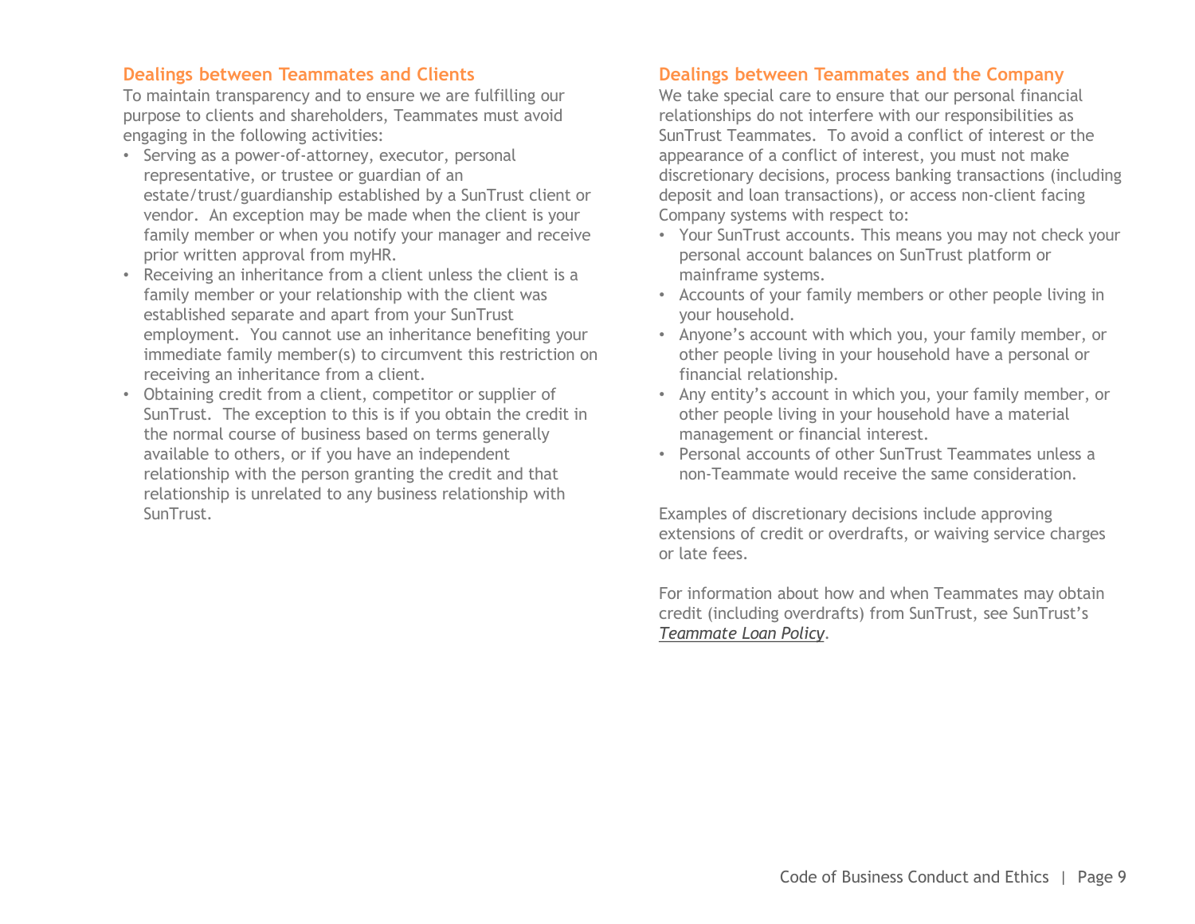## Dealings between Teammates and Clients

To maintain transparency and to ensure we are fulfilling our purpose to clients and shareholders, Teammates must avoid engaging in the following activities:

- Serving as a power-of-attorney, executor, personal representative, or trustee or guardian of an estate/trust/guardianship established by a SunTrust client or vendor. An exception may be made when the client is your family member or when you notify your manager and receive prior written approval from myHR.
- Receiving an inheritance from a client unless the client is a family member or your relationship with the client was established separate and apart from your SunTrust employment. You cannot use an inheritance benefiting your immediate family member(s) to circumvent this restriction on receiving an inheritance from a client.
- Obtaining credit from a client, competitor or supplier of SunTrust. The exception to this is if you obtain the credit in the normal course of business based on terms generally available to others, or if you have an independent relationship with the person granting the credit and that relationship is unrelated to any business relationship with SunTrust.

## Dealings between Teammates and the Company

We take special care to ensure that our personal financial relationships do not interfere with our responsibilities as SunTrust Teammates. To avoid a conflict of interest or the appearance of a conflict of interest, you must not make discretionary decisions, process banking transactions (including deposit and loan transactions), or access non-client facing Company systems with respect to:

- Your SunTrust accounts. This means you may not check your personal account balances on SunTrust platform or mainframe systems.
- Accounts of your family members or other people living in your household.
- Anyone's account with which you, your family member, or other people living in your household have a personal or financial relationship.
- Any entity's account in which you, your family member, or other people living in your household have a material management or financial interest.
- Personal accounts of other SunTrust Teammates unless a non-Teammate would receive the same consideration.

Examples of discretionary decisions include approving extensions of credit or overdrafts, or waiving service charges or late fees.

For information about how and when Teammates may obtain credit (including overdrafts) from SunTrust, see SunTrust's *Teammate Loan Policy*.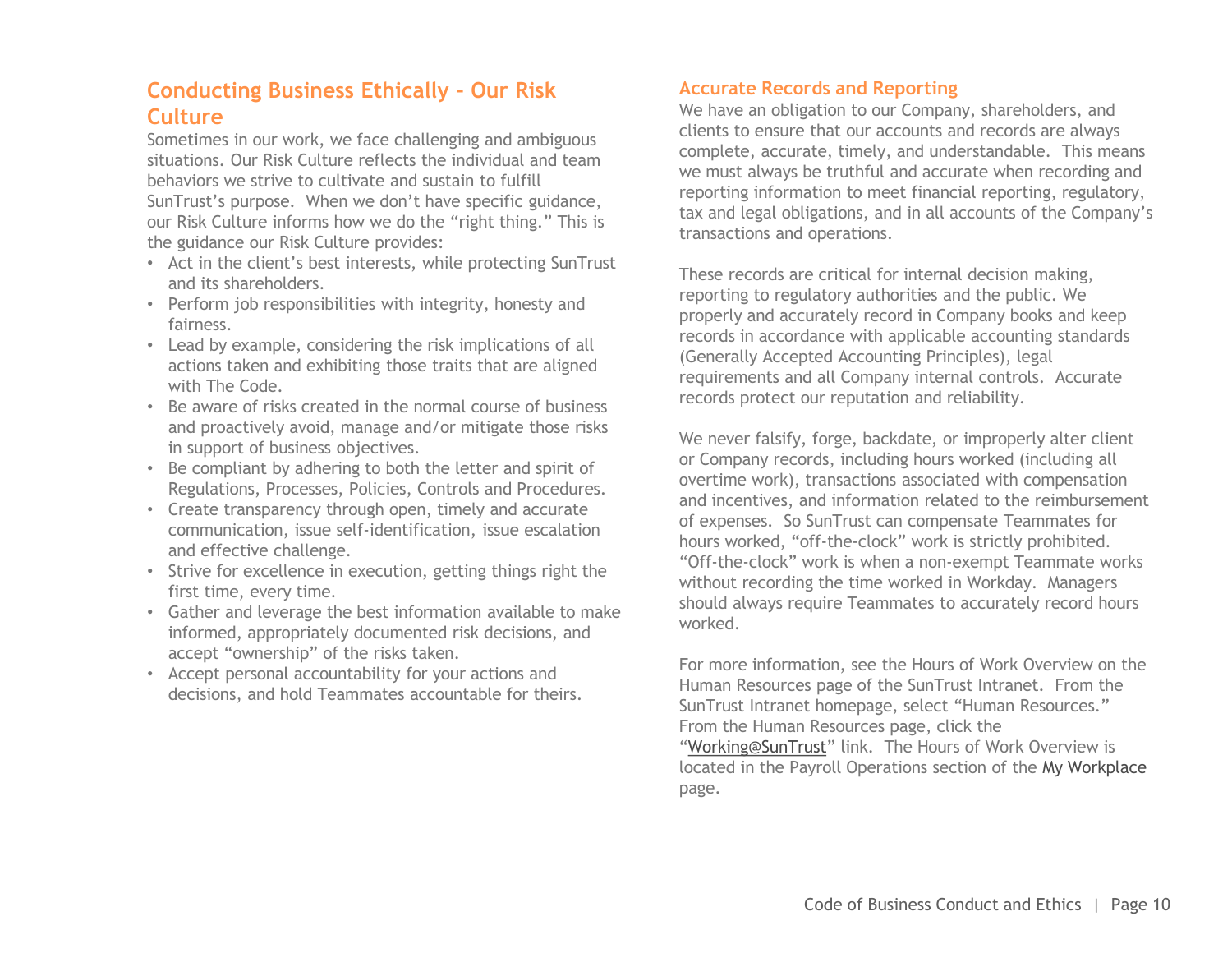## Conducting Business Ethically – Our Risk Culture

Sometimes in our work, we face challenging and ambiguous situations. Our Risk Culture reflects the individual and team behaviors we strive to cultivate and sustain to fulfill SunTrust's purpose. When we don't have specific guidance, our Risk Culture informs how we do the "right thing." This is the guidance our Risk Culture provides:

- Act in the client's best interests, while protecting SunTrust and its shareholders.
- Perform job responsibilities with integrity, honesty and fairness.
- Lead by example, considering the risk implications of all actions taken and exhibiting those traits that are aligned with The Code.
- Be aware of risks created in the normal course of business and proactively avoid, manage and/or mitigate those risks in support of business objectives.
- Be compliant by adhering to both the letter and spirit of Regulations, Processes, Policies, Controls and Procedures.
- Create transparency through open, timely and accurate communication, issue self-identification, issue escalation and effective challenge.
- Strive for excellence in execution, getting things right the first time, every time.
- Gather and leverage the best information available to make informed, appropriately documented risk decisions, and accept "ownership" of the risks taken.
- Accept personal accountability for your actions and decisions, and hold Teammates accountable for theirs.

## Accurate Records and Reporting

We have an obligation to our Company, shareholders, and clients to ensure that our accounts and records are always complete, accurate, timely, and understandable. This means we must always be truthful and accurate when recording and reporting information to meet financial reporting, regulatory, tax and legal obligations, and in all accounts of the Company's transactions and operations.

These records are critical for internal decision making, reporting to regulatory authorities and the public. We properly and accurately record in Company books and keep records in accordance with applicable accounting standards (Generally Accepted Accounting Principles), legal requirements and all Company internal controls. Accurate records protect our reputation and reliability.

We never falsify, forge, backdate, or improperly alter client or Company records, including hours worked (including all overtime work), transactions associated with compensation and incentives, and information related to the reimbursement of expenses. So SunTrust can compensate Teammates for hours worked, "off-the-clock" work is strictly prohibited. "Off-the-clock" work is when a non-exempt Teammate works without recording the time worked in Workday. Managers should always require Teammates to accurately record hours worked.

For more information, see the Hours of Work Overview on the Human Resources page of the SunTrust Intranet. From the SunTrust Intranet homepage, select "Human Resources." From the Human Resources page, click the "Working@SunTrust" link. The Hours of Work Overview is located in the Payroll Operations section of the My Workplace page.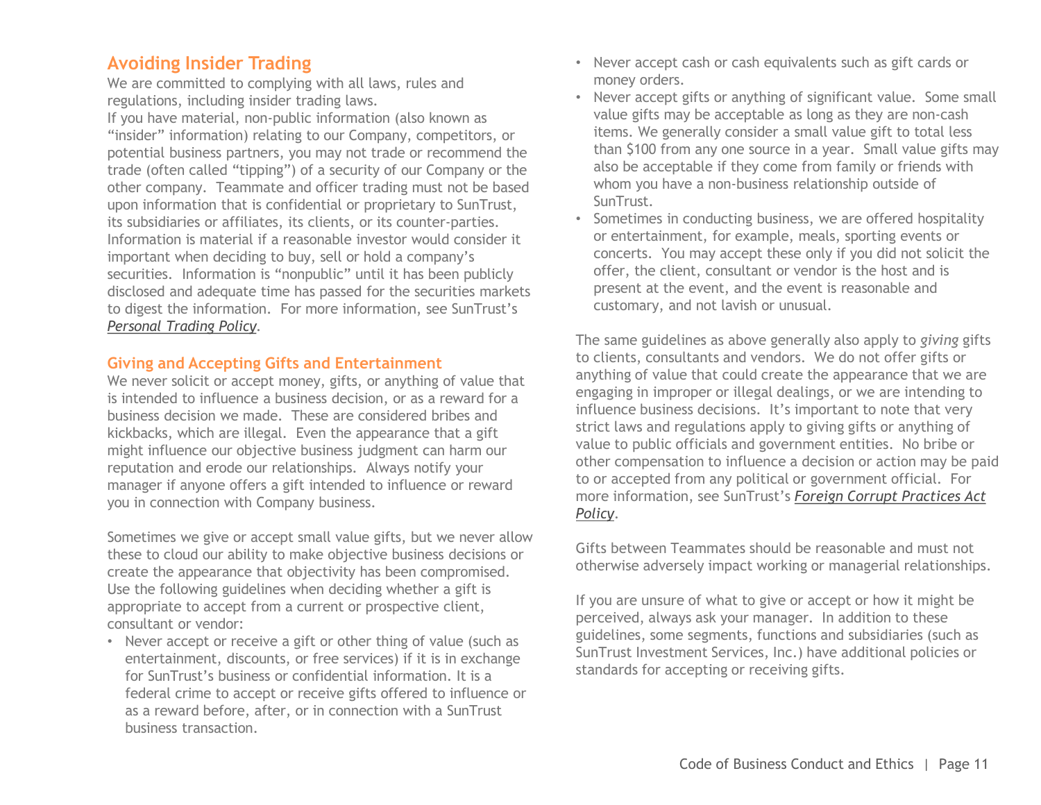## Avoiding Insider Trading

We are committed to complying with all laws, rules and regulations, including insider trading laws.

If you have material, non-public information (also known as "insider" information) relating to our Company, competitors, or potential business partners, you may not trade or recommend the trade (often called "tipping") of a security of our Company or the other company. Teammate and officer trading must not be based upon information that is confidential or proprietary to SunTrust, its subsidiaries or affiliates, its clients, or its counter-parties. Information is material if a reasonable investor would consider it important when deciding to buy, sell or hold a company's securities. Information is "nonpublic" until it has been publicly disclosed and adequate time has passed for the securities markets to digest the information. For more information, see SunTrust's *Personal Trading Policy*.

## Giving and Accepting Gifts and Entertainment

We never solicit or accept money, gifts, or anything of value that is intended to influence a business decision, or as a reward for a business decision we made. These are considered bribes and kickbacks, which are illegal. Even the appearance that a gift might influence our objective business judgment can harm our reputation and erode our relationships. Always notify your manager if anyone offers a gift intended to influence or reward you in connection with Company business.

Sometimes we give or accept small value gifts, but we never allow these to cloud our ability to make objective business decisions or create the appearance that objectivity has been compromised. Use the following guidelines when deciding whether a gift is appropriate to accept from a current or prospective client, consultant or vendor:

- Never accept or receive a gift or other thing of value (such as entertainment, discounts, or free services) if it is in exchange for SunTrust's business or confidential information. It is a federal crime to accept or receive gifts offered to influence or as a reward before, after, or in connection with a SunTrust business transaction.
- Never accept cash or cash equivalents such as gift cards or money orders.
- Never accept gifts or anything of significant value. Some small value gifts may be acceptable as long as they are non-cash items. We generally consider a small value gift to total less than $100 from any one source in a year. Small value gifts may also be acceptable if they come from family or friends with whom you have a non-business relationship outside of SunTrust.
- Sometimes in conducting business, we are offered hospitality or entertainment, for example, meals, sporting events or concerts. You may accept these only if you did not solicit the offer, the client, consultant or vendor is the host and is present at the event, and the event is reasonable and customary, and not lavish or unusual.

The same guidelines as above generally also apply to *giving* gifts to clients, consultants and vendors. We do not offer gifts or anything of value that could create the appearance that we are engaging in improper or illegal dealings, or we are intending to influence business decisions. It's important to note that very strict laws and regulations apply to giving gifts or anything of value to public officials and government entities. No bribe or other compensation to influence a decision or action may be paid to or accepted from any political or government official. For more information, see SunTrust's ***Foreign Corrupt Practices Act Policy***.

Gifts between Teammates should be reasonable and must not otherwise adversely impact working or managerial relationships.

If you are unsure of what to give or accept or how it might be perceived, always ask your manager. In addition to these guidelines, some segments, functions and subsidiaries (such as SunTrust Investment Services, Inc.) have additional policies or standards for accepting or receiving gifts.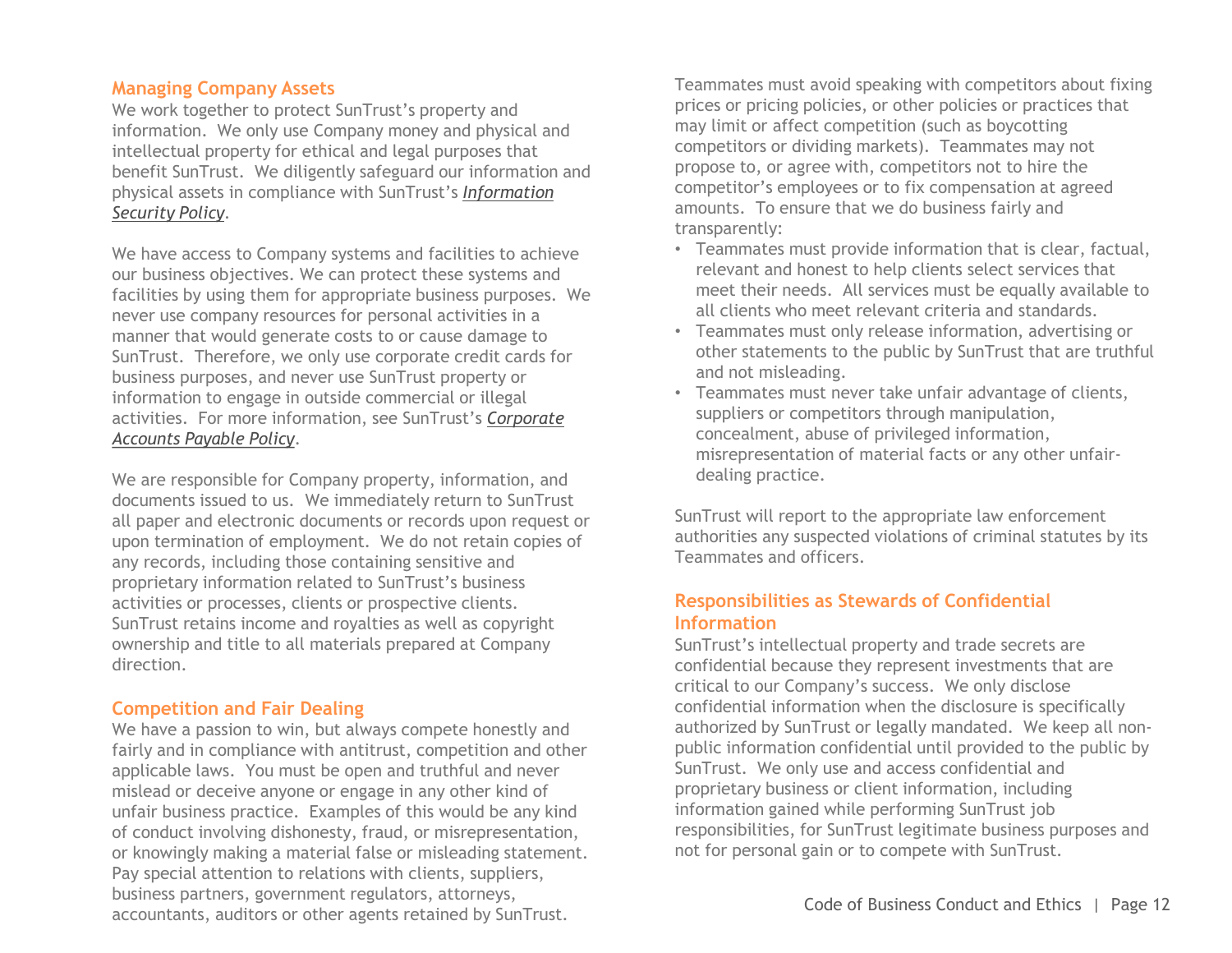## Managing Company Assets

We work together to protect SunTrust's property and information. We only use Company money and physical and intellectual property for ethical and legal purposes that benefit SunTrust. We diligently safeguard our information and physical assets in compliance with SunTrust's ***Information Security Policy***.

We have access to Company systems and facilities to achieve our business objectives. We can protect these systems and facilities by using them for appropriate business purposes. We never use company resources for personal activities in a manner that would generate costs to or cause damage to SunTrust. Therefore, we only use corporate credit cards for business purposes, and never use SunTrust property or information to engage in outside commercial or illegal activities. For more information, see SunTrust's ***Corporate Accounts Payable Policy***.

We are responsible for Company property, information, and documents issued to us. We immediately return to SunTrust all paper and electronic documents or records upon request or upon termination of employment. We do not retain copies of any records, including those containing sensitive and proprietary information related to SunTrust's business activities or processes, clients or prospective clients. SunTrust retains income and royalties as well as copyright ownership and title to all materials prepared at Company direction.

## Competition and Fair Dealing

We have a passion to win, but always compete honestly and fairly and in compliance with antitrust, competition and other applicable laws. You must be open and truthful and never mislead or deceive anyone or engage in any other kind of unfair business practice. Examples of this would be any kind of conduct involving dishonesty, fraud, or misrepresentation, or knowingly making a material false or misleading statement. Pay special attention to relations with clients, suppliers, business partners, government regulators, attorneys, accountants, auditors or other agents retained by SunTrust.

Teammates must avoid speaking with competitors about fixing prices or pricing policies, or other policies or practices that may limit or affect competition (such as boycotting competitors or dividing markets). Teammates may not propose to, or agree with, competitors not to hire the competitor's employees or to fix compensation at agreed amounts. To ensure that we do business fairly and transparently:

- Teammates must provide information that is clear, factual, relevant and honest to help clients select services that meet their needs. All services must be equally available to all clients who meet relevant criteria and standards.
- Teammates must only release information, advertising or other statements to the public by SunTrust that are truthful and not misleading.
- Teammates must never take unfair advantage of clients, suppliers or competitors through manipulation, concealment, abuse of privileged information, misrepresentation of material facts or any other unfair-dealing practice.

SunTrust will report to the appropriate law enforcement authorities any suspected violations of criminal statutes by its Teammates and officers.

## Responsibilities as Stewards of Confidential Information

SunTrust's intellectual property and trade secrets are confidential because they represent investments that are critical to our Company's success. We only disclose confidential information when the disclosure is specifically authorized by SunTrust or legally mandated. We keep all non-public information confidential until provided to the public by SunTrust. We only use and access confidential and proprietary business or client information, including information gained while performing SunTrust job responsibilities, for SunTrust legitimate business purposes and not for personal gain or to compete with SunTrust.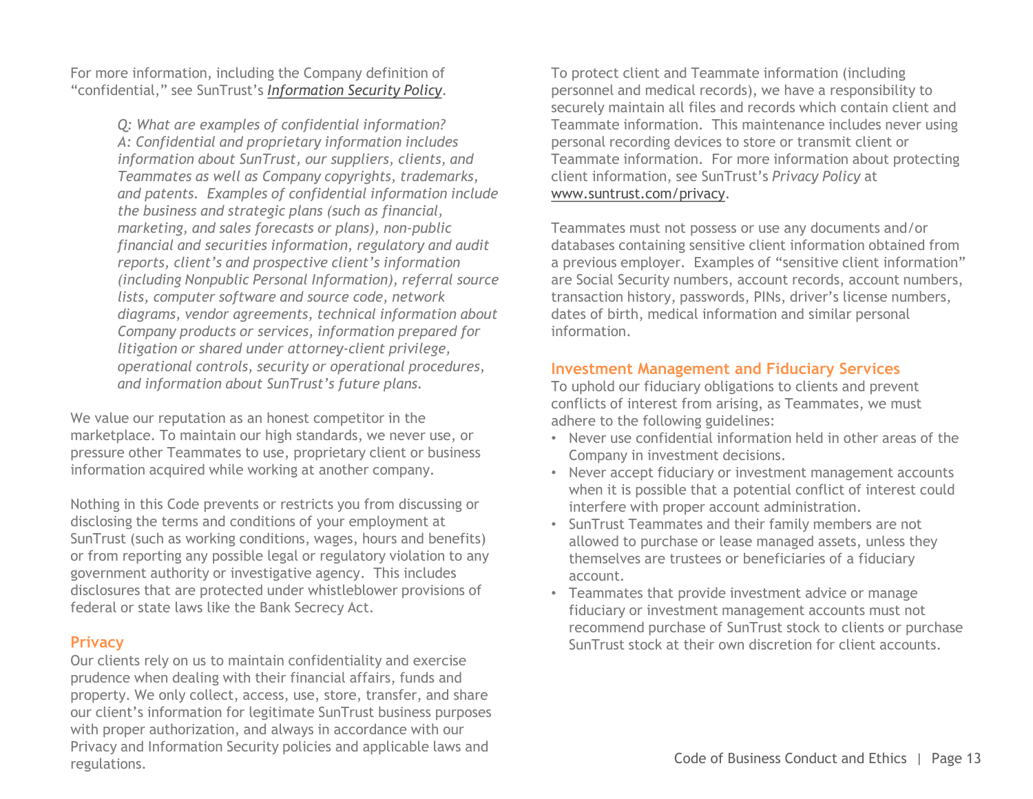For more information, including the Company definition of "confidential," see SunTrust's *Information Security Policy*.

> *Q: What are examples of confidential information?*
> *A: Confidential and proprietary information includes information about SunTrust, our suppliers, clients, and Teammates as well as Company copyrights, trademarks, and patents. Examples of confidential information include the business and strategic plans (such as financial, marketing, and sales forecasts or plans), non-public financial and securities information, regulatory and audit reports, client's and prospective client's information (including Nonpublic Personal Information), referral source lists, computer software and source code, network diagrams, vendor agreements, technical information about Company products or services, information prepared for litigation or shared under attorney-client privilege, operational controls, security or operational procedures, and information about SunTrust's future plans.*

We value our reputation as an honest competitor in the marketplace. To maintain our high standards, we never use, or pressure other Teammates to use, proprietary client or business information acquired while working at another company.

Nothing in this Code prevents or restricts you from discussing or disclosing the terms and conditions of your employment at SunTrust (such as working conditions, wages, hours and benefits) or from reporting any possible legal or regulatory violation to any government authority or investigative agency. This includes disclosures that are protected under whistleblower provisions of federal or state laws like the Bank Secrecy Act.

## Privacy

Our clients rely on us to maintain confidentiality and exercise prudence when dealing with their financial affairs, funds and property. We only collect, access, use, store, transfer, and share our client's information for legitimate SunTrust business purposes with proper authorization, and always in accordance with our Privacy and Information Security policies and applicable laws and regulations.

To protect client and Teammate information (including personnel and medical records), we have a responsibility to securely maintain all files and records which contain client and Teammate information. This maintenance includes never using personal recording devices to store or transmit client or Teammate information. For more information about protecting client information, see SunTrust's *Privacy Policy* at www.suntrust.com/privacy.

Teammates must not possess or use any documents and/or databases containing sensitive client information obtained from a previous employer. Examples of "sensitive client information" are Social Security numbers, account records, account numbers, transaction history, passwords, PINs, driver's license numbers, dates of birth, medical information and similar personal information.

## Investment Management and Fiduciary Services

To uphold our fiduciary obligations to clients and prevent conflicts of interest from arising, as Teammates, we must adhere to the following guidelines:

- Never use confidential information held in other areas of the Company in investment decisions.
- Never accept fiduciary or investment management accounts when it is possible that a potential conflict of interest could interfere with proper account administration.
- SunTrust Teammates and their family members are not allowed to purchase or lease managed assets, unless they themselves are trustees or beneficiaries of a fiduciary account.
- Teammates that provide investment advice or manage fiduciary or investment management accounts must not recommend purchase of SunTrust stock to clients or purchase SunTrust stock at their own discretion for client accounts.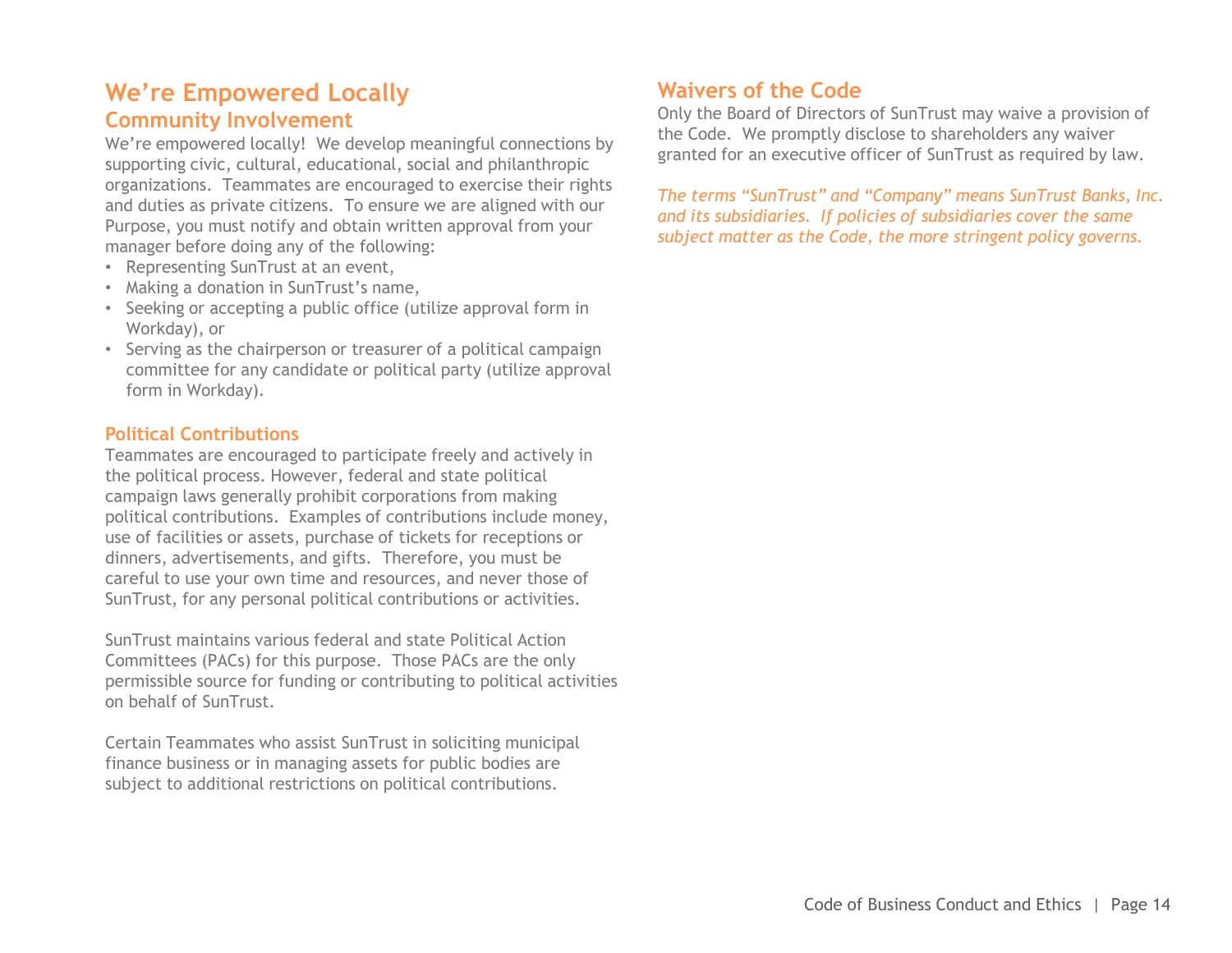# We're Empowered Locally

## Community Involvement

We're empowered locally! We develop meaningful connections by supporting civic, cultural, educational, social and philanthropic organizations. Teammates are encouraged to exercise their rights and duties as private citizens. To ensure we are aligned with our Purpose, you must notify and obtain written approval from your manager before doing any of the following:

- Representing SunTrust at an event,
- Making a donation in SunTrust's name,
- Seeking or accepting a public office (utilize approval form in Workday), or
- Serving as the chairperson or treasurer of a political campaign committee for any candidate or political party (utilize approval form in Workday).

### Political Contributions

Teammates are encouraged to participate freely and actively in the political process. However, federal and state political campaign laws generally prohibit corporations from making political contributions. Examples of contributions include money, use of facilities or assets, purchase of tickets for receptions or dinners, advertisements, and gifts. Therefore, you must be careful to use your own time and resources, and never those of SunTrust, for any personal political contributions or activities.

SunTrust maintains various federal and state Political Action Committees (PACs) for this purpose. Those PACs are the only permissible source for funding or contributing to political activities on behalf of SunTrust.

Certain Teammates who assist SunTrust in soliciting municipal finance business or in managing assets for public bodies are subject to additional restrictions on political contributions.

## Waivers of the Code

Only the Board of Directors of SunTrust may waive a provision of the Code. We promptly disclose to shareholders any waiver granted for an executive officer of SunTrust as required by law.

*The terms "SunTrust" and "Company" means SunTrust Banks, Inc. and its subsidiaries. If policies of subsidiaries cover the same subject matter as the Code, the more stringent policy governs.*